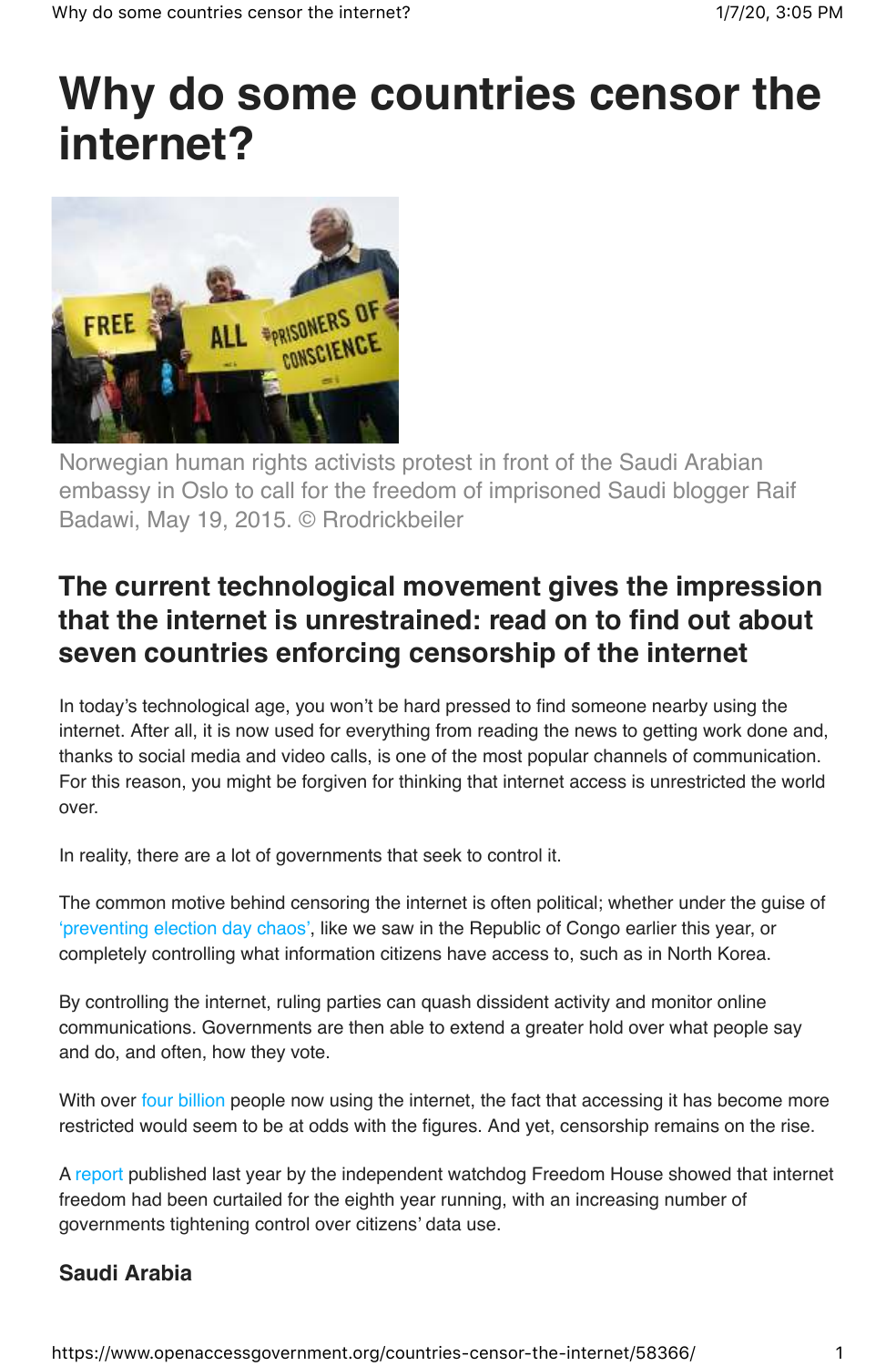# Why do some countries censor the internet?

Norwegian human rights activists protest in front of the Saudi Arabian embassy in Oslo to call for the freedom of imprisoned Saudi blogger Raif Badawi, May 19, 2015. © Rrodrickbeiler

## The current technological movement gives the impression that the internet is unrestrained: read on to find out about seven countries enforcing censorship of the internet

In today's technological age, you won't be hard pressed to find someone nearby using the internet. After all, it is now used for everything from reading the news to getting work done and, thanks to social media and video calls, is one of the most popular channels of communication. For this reason, you might be forgiven for thinking that internet access is unrestricted the world over.

In reality, there are a lot of governments that seek to control it.

The common motive behind censoring the internet is often political; whether under the guise of 'preventing election day chaos', like we saw in the Republic of Congo earlier this year, or completely controlling what information citizens have access to, such as in North Korea.

By controlling the internet, ruling parties can quash dissident activity and monitor online communications. Governments are then able to extend a greater hold over what people say and do, and often, how they vote.

With over four billion people now using the internet, the fact that accessing it has become more restricted would seem to be at odds with the figures. And yet, censorship remains on the rise.

A report published last year by the independent watchdog Freedom House showed that internet freedom had been curtailed for the eighth year running, with an increasing number of governments tightening control over citizens' data use.

### Saudi Arabia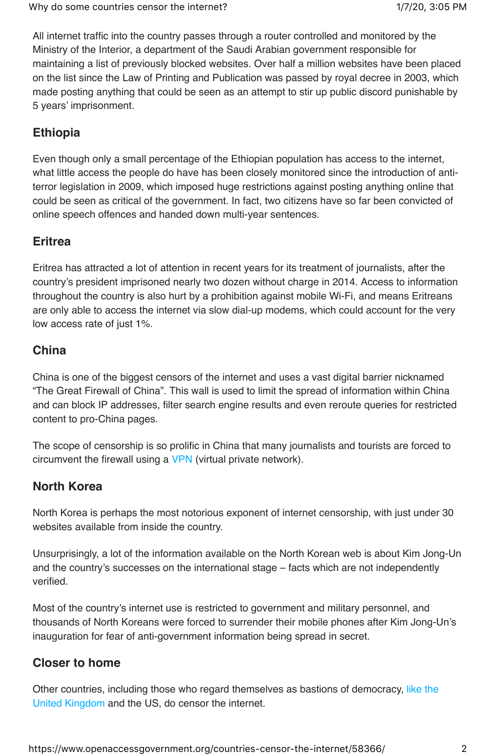All internet traffic into the country passes through a router controlled and monitored by the Ministry of the Interior, a department of the Saudi Arabian government responsible for maintaining a list of previously blocked websites. Over half a million websites have been placed on the list since the Law of Printing and Publication was passed by royal decree in 2003, which made posting anything that could be seen as an attempt to stir up public discord punishable by 5 years' imprisonment.

## Ethiopia

Even though only a small percentage of the Ethiopian population has access to the internet, what little access the people do have has been closely monitored since the introduction of anti-terror legislation in 2009, which imposed huge restrictions against posting anything online that could be seen as critical of the government. In fact, two citizens have so far been convicted of online speech offences and handed down multi-year sentences.

## Eritrea

Eritrea has attracted a lot of attention in recent years for its treatment of journalists, after the country's president imprisoned nearly two dozen without charge in 2014. Access to information throughout the country is also hurt by a prohibition against mobile Wi-Fi, and means Eritreans are only able to access the internet via slow dial-up modems, which could account for the very low access rate of just 1%.

## China

China is one of the biggest censors of the internet and uses a vast digital barrier nicknamed "The Great Firewall of China". This wall is used to limit the spread of information within China and can block IP addresses, filter search engine results and even reroute queries for restricted content to pro-China pages.

The scope of censorship is so prolific in China that many journalists and tourists are forced to circumvent the firewall using a VPN (virtual private network).

## North Korea

North Korea is perhaps the most notorious exponent of internet censorship, with just under 30 websites available from inside the country.

Unsurprisingly, a lot of the information available on the North Korean web is about Kim Jong-Un and the country's successes on the international stage – facts which are not independently verified.

Most of the country's internet use is restricted to government and military personnel, and thousands of North Koreans were forced to surrender their mobile phones after Kim Jong-Un's inauguration for fear of anti-government information being spread in secret.

## Closer to home

Other countries, including those who regard themselves as bastions of democracy, like the United Kingdom and the US, do censor the internet.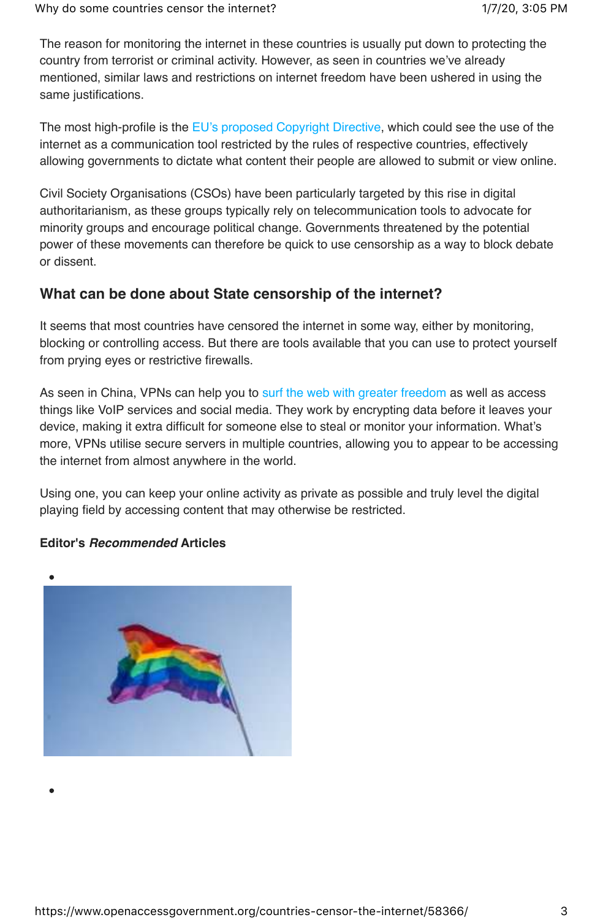The reason for monitoring the internet in these countries is usually put down to protecting the country from terrorist or criminal activity. However, as seen in countries we've already mentioned, similar laws and restrictions on internet freedom have been ushered in using the same justifications.

The most high-profile is the EU's proposed Copyright Directive, which could see the use of the internet as a communication tool restricted by the rules of respective countries, effectively allowing governments to dictate what content their people are allowed to submit or view online.

Civil Society Organisations (CSOs) have been particularly targeted by this rise in digital authoritarianism, as these groups typically rely on telecommunication tools to advocate for minority groups and encourage political change. Governments threatened by the potential power of these movements can therefore be quick to use censorship as a way to block debate or dissent.

## What can be done about State censorship of the internet?

It seems that most countries have censored the internet in some way, either by monitoring, blocking or controlling access. But there are tools available that you can use to protect yourself from prying eyes or restrictive firewalls.

As seen in China, VPNs can help you to surf the web with greater freedom as well as access things like VoIP services and social media. They work by encrypting data before it leaves your device, making it extra difficult for someone else to steal or monitor your information. What's more, VPNs utilise secure servers in multiple countries, allowing you to appear to be accessing the internet from almost anywhere in the world.

Using one, you can keep your online activity as private as possible and truly level the digital playing field by accessing content that may otherwise be restricted.

**Editor's *Recommended* Articles**